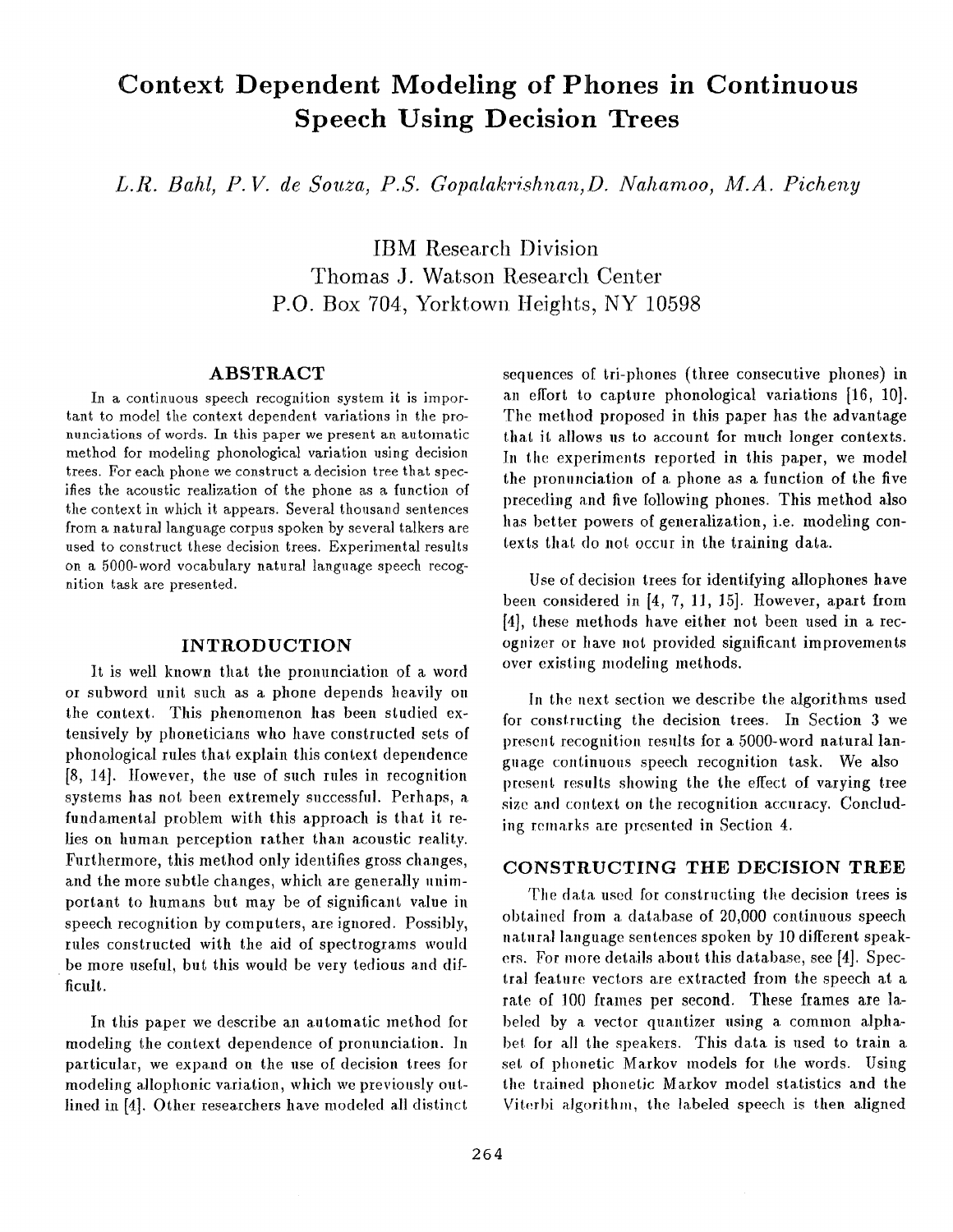# Context Dependent Modeling of Phones in Continuous Speech Using Decision Trees

*L.R. Bahl, P.V. de Souza, P.S. Gopalakrishnan, D. Nahamoo, M.A. Picheny*

IBM Research Division
Thomas J. Watson Research Center
P.O. Box 704, Yorktown Heights, NY 10598

## ABSTRACT

In a continuous speech recognition system it is important to model the context dependent variations in the pronunciations of words. In this paper we present an automatic method for modeling phonological variation using decision trees. For each phone we construct a decision tree that specifies the acoustic realization of the phone as a function of the context in which it appears. Several thousand sentences from a natural language corpus spoken by several talkers are used to construct these decision trees. Experimental results on a 5000-word vocabulary natural language speech recognition task are presented.

## INTRODUCTION

It is well known that the pronunciation of a word or subword unit such as a phone depends heavily on the context. This phenomenon has been studied extensively by phoneticians who have constructed sets of phonological rules that explain this context dependence [8, 14]. However, the use of such rules in recognition systems has not been extremely successful. Perhaps, a fundamental problem with this approach is that it relies on human perception rather than acoustic reality. Furthermore, this method only identifies gross changes, and the more subtle changes, which are generally unimportant to humans but may be of significant value in speech recognition by computers, are ignored. Possibly, rules constructed with the aid of spectrograms would be more useful, but this would be very tedious and difficult.

In this paper we describe an automatic method for modeling the context dependence of pronunciation. In particular, we expand on the use of decision trees for modeling allophonic variation, which we previously outlined in [4]. Other researchers have modeled all distinct sequences of tri-phones (three consecutive phones) in an effort to capture phonological variations [16, 10]. The method proposed in this paper has the advantage that it allows us to account for much longer contexts. In the experiments reported in this paper, we model the pronunciation of a phone as a function of the five preceding and five following phones. This method also has better powers of generalization, i.e. modeling contexts that do not occur in the training data.

Use of decision trees for identifying allophones have been considered in [4, 7, 11, 15]. However, apart from [4], these methods have either not been used in a recognizer or have not provided significant improvements over existing modeling methods.

In the next section we describe the algorithms used for constructing the decision trees. In Section 3 we present recognition results for a 5000-word natural language continuous speech recognition task. We also present results showing the the effect of varying tree size and context on the recognition accuracy. Concluding remarks are presented in Section 4.

## CONSTRUCTING THE DECISION TREE

The data used for constructing the decision trees is obtained from a database of 20,000 continuous speech natural language sentences spoken by 10 different speakers. For more details about this database, see [4]. Spectral feature vectors are extracted from the speech at a rate of 100 frames per second. These frames are labeled by a vector quantizer using a common alphabet for all the speakers. This data is used to train a set of phonetic Markov models for the words. Using the trained phonetic Markov model statistics and the Viterbi algorithm, the labeled speech is then aligned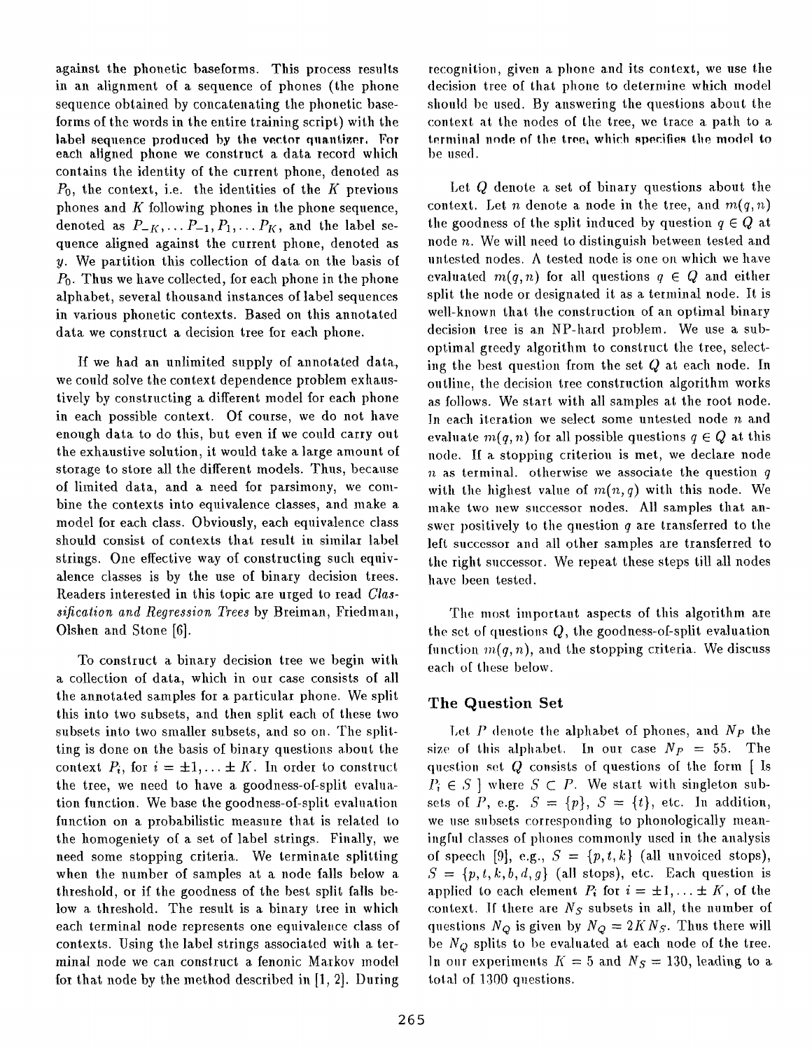against the phonetic baseforms. This process results in an alignment of a sequence of phones (the phone sequence obtained by concatenating the phonetic baseforms of the words in the entire training script) with the label sequence produced by the vector quantizer. For each aligned phone we construct a data record which contains the identity of the current phone, denoted as $P_0$, the context, i.e. the identities of the $K$ previous phones and $K$ following phones in the phone sequence, denoted as $P_{-K}, \ldots P_{-1}, P_1, \ldots P_K$, and the label sequence aligned against the current phone, denoted as $y$. We partition this collection of data on the basis of $P_0$. Thus we have collected, for each phone in the phone alphabet, several thousand instances of label sequences in various phonetic contexts. Based on this annotated data we construct a decision tree for each phone.

If we had an unlimited supply of annotated data, we could solve the context dependence problem exhaustively by constructing a different model for each phone in each possible context. Of course, we do not have enough data to do this, but even if we could carry out the exhaustive solution, it would take a large amount of storage to store all the different models. Thus, because of limited data, and a need for parsimony, we combine the contexts into equivalence classes, and make a model for each class. Obviously, each equivalence class should consist of contexts that result in similar label strings. One effective way of constructing such equivalence classes is by the use of binary decision trees. Readers interested in this topic are urged to read *Classification and Regression Trees* by Breiman, Friedman, Olshen and Stone [6].

To construct a binary decision tree we begin with a collection of data, which in our case consists of all the annotated samples for a particular phone. We split this into two subsets, and then split each of these two subsets into two smaller subsets, and so on. The splitting is done on the basis of binary questions about the context $P_i$, for $i = \pm 1, \ldots \pm K$. In order to construct the tree, we need to have a goodness-of-split evaluation function. We base the goodness-of-split evaluation function on a probabilistic measure that is related to the homogeniety of a set of label strings. Finally, we need some stopping criteria. We terminate splitting when the number of samples at a node falls below a threshold, or if the goodness of the best split falls below a threshold. The result is a binary tree in which each terminal node represents one equivalence class of contexts. Using the label strings associated with a terminal node we can construct a fenonic Markov model for that node by the method described in [1, 2]. During recognition, given a phone and its context, we use the decision tree of that phone to determine which model should be used. By answering the questions about the context at the nodes of the tree, we trace a path to a terminal node of the tree, which specifies the model to be used.

Let $Q$ denote a set of binary questions about the context. Let $n$ denote a node in the tree, and $m(q, n)$ the goodness of the split induced by question $q \in Q$ at node $n$. We will need to distinguish between tested and untested nodes. A tested node is one on which we have evaluated $m(q, n)$ for all questions $q \in Q$ and either split the node or designated it as a terminal node. It is well-known that the construction of an optimal binary decision tree is an NP-hard problem. We use a sub-optimal greedy algorithm to construct the tree, selecting the best question from the set $Q$ at each node. In outline, the decision tree construction algorithm works as follows. We start with all samples at the root node. In each iteration we select some untested node $n$ and evaluate $m(q, n)$ for all possible questions $q \in Q$ at this node. If a stopping criterion is met, we declare node $n$ as terminal. otherwise we associate the question $q$ with the highest value of $m(n, q)$ with this node. We make two new successor nodes. All samples that answer positively to the question $q$ are transferred to the left successor and all other samples are transferred to the right successor. We repeat these steps till all nodes have been tested.

The most important aspects of this algorithm are the set of questions $Q$, the goodness-of-split evaluation function $m(q, n)$, and the stopping criteria. We discuss each of these below.

## The Question Set

Let $P$ denote the alphabet of phones, and $N_P$ the size of this alphabet. In our case $N_P = 55$. The question set $Q$ consists of questions of the form [ Is $P_i \in S$ ] where $S \subset P$. We start with singleton subsets of $P$, e.g. $S = \{p\}$, $S = \{t\}$, etc. In addition, we use subsets corresponding to phonologically meaningful classes of phones commonly used in the analysis of speech [9], e.g., $S = \{p, t, k\}$ (all unvoiced stops), $S = \{p, t, k, b, d, g\}$ (all stops), etc. Each question is applied to each element $P_i$ for $i = \pm 1, \ldots \pm K$, of the context. If there are $N_S$ subsets in all, the number of questions $N_Q$ is given by $N_Q = 2KN_S$. Thus there will be $N_Q$ splits to be evaluated at each node of the tree. In our experiments $K = 5$ and $N_S = 130$, leading to a total of 1300 questions.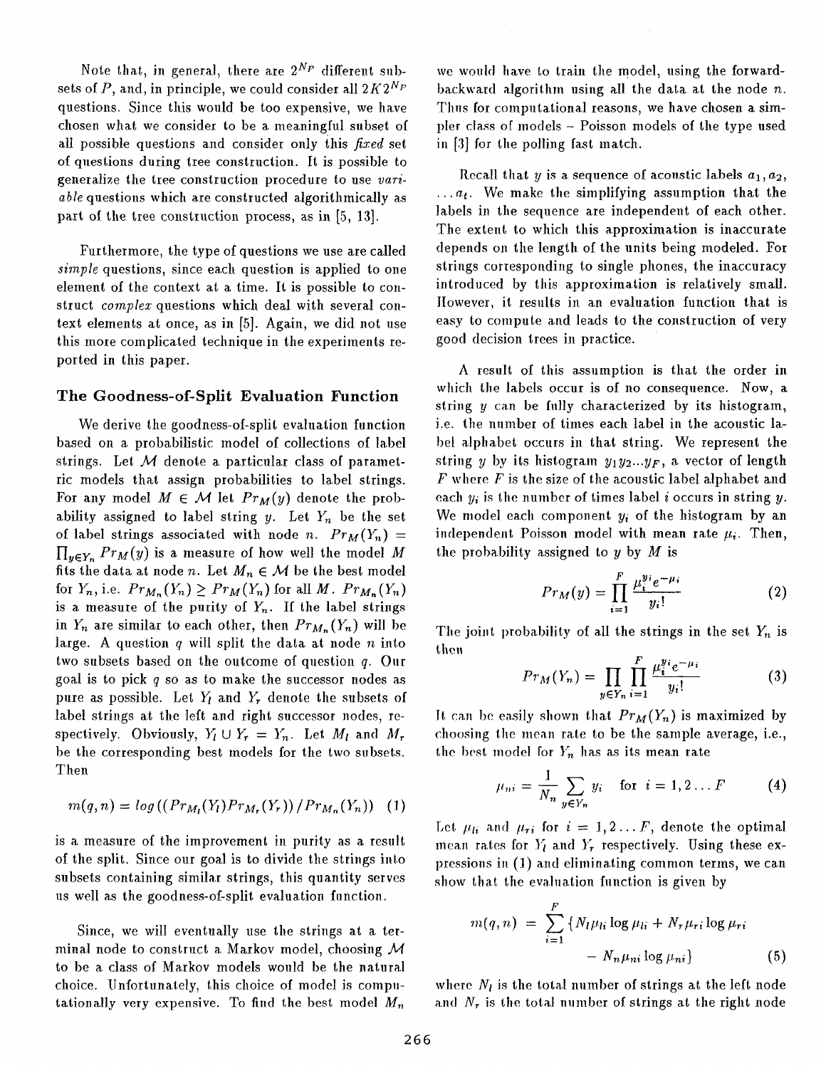Note that, in general, there are $2^{N_P}$ different subsets of $P$, and, in principle, we could consider all $2K2^{N_P}$ questions. Since this would be too expensive, we have chosen what we consider to be a meaningful subset of all possible questions and consider only this *fixed* set of questions during tree construction. It is possible to generalize the tree construction procedure to use *variable* questions which are constructed algorithmically as part of the tree construction process, as in [5, 13].

Furthermore, the type of questions we use are called *simple* questions, since each question is applied to one element of the context at a time. It is possible to construct *complex* questions which deal with several context elements at once, as in [5]. Again, we did not use this more complicated technique in the experiments reported in this paper.

## The Goodness-of-Split Evaluation Function

We derive the goodness-of-split evaluation function based on a probabilistic model of collections of label strings. Let $\mathcal{M}$ denote a particular class of parametric models that assign probabilities to label strings. For any model $M \in \mathcal{M}$ let $Pr_M(y)$ denote the probability assigned to label string $y$. Let $Y_n$ be the set of label strings associated with node $n$. $Pr_M(Y_n) = \prod_{y \in Y_n} Pr_M(y)$ is a measure of how well the model $M$ fits the data at node $n$. Let $M_n \in \mathcal{M}$ be the best model for $Y_n$, i.e. $Pr_{M_n}(Y_n) \geq Pr_M(Y_n)$ for all $M$. $Pr_{M_n}(Y_n)$ is a measure of the purity of $Y_n$. If the label strings in $Y_n$ are similar to each other, then $Pr_{M_n}(Y_n)$ will be large. A question $q$ will split the data at node $n$ into two subsets based on the outcome of question $q$. Our goal is to pick $q$ so as to make the successor nodes as pure as possible. Let $Y_l$ and $Y_r$ denote the subsets of label strings at the left and right successor nodes, respectively. Obviously, $Y_l \cup Y_r = Y_n$. Let $M_l$ and $M_r$ be the corresponding best models for the two subsets. Then

$$m(q,n) = log((Pr_{M_l}(Y_l)Pr_{M_r}(Y_r))/Pr_{M_n}(Y_n)) \quad (1)$$

is a measure of the improvement in purity as a result of the split. Since our goal is to divide the strings into subsets containing similar strings, this quantity serves us well as the goodness-of-split evaluation function.

Since, we will eventually use the strings at a terminal node to construct a Markov model, choosing $\mathcal{M}$ to be a class of Markov models would be the natural choice. Unfortunately, this choice of model is computationally very expensive. To find the best model $M_n$ we would have to train the model, using the forward-backward algorithm using all the data at the node $n$. Thus for computational reasons, we have chosen a simpler class of models – Poisson models of the type used in [3] for the polling fast match.

Recall that $y$ is a sequence of acoustic labels $a_1, a_2, \ldots a_t$. We make the simplifying assumption that the labels in the sequence are independent of each other. The extent to which this approximation is inaccurate depends on the length of the units being modeled. For strings corresponding to single phones, the inaccuracy introduced by this approximation is relatively small. However, it results in an evaluation function that is easy to compute and leads to the construction of very good decision trees in practice.

A result of this assumption is that the order in which the labels occur is of no consequence. Now, a string $y$ can be fully characterized by its histogram, i.e. the number of times each label in the acoustic label alphabet occurs in that string. We represent the string $y$ by its histogram $y_1 y_2 \ldots y_F$, a vector of length $F$ where $F$ is the size of the acoustic label alphabet and each $y_i$ is the number of times label $i$ occurs in string $y$. We model each component $y_i$ of the histogram by an independent Poisson model with mean rate $\mu_i$. Then, the probability assigned to $y$ by $M$ is

$$Pr_M(y) = \prod_{i=1}^{F} \frac{\mu_i^{y_i} e^{-\mu_i}}{y_i!} \quad (2)$$

The joint probability of all the strings in the set $Y_n$ is then

$$Pr_M(Y_n) = \prod_{y \in Y_n} \prod_{i=1}^{F} \frac{\mu_i^{y_i} e^{-\mu_i}}{y_i!} \quad (3)$$

It can be easily shown that $Pr_M(Y_n)$ is maximized by choosing the mean rate to be the sample average, i.e., the best model for $Y_n$ has as its mean rate

$$\mu_{ni} = \frac{1}{N_n} \sum_{y \in Y_n} y_i \quad \text{for } i = 1, 2 \ldots F \quad (4)$$

Let $\mu_{li}$ and $\mu_{ri}$ for $i = 1, 2 \ldots F$, denote the optimal mean rates for $Y_l$ and $Y_r$ respectively. Using these expressions in (1) and eliminating common terms, we can show that the evaluation function is given by

$$m(q,n) = \sum_{i=1}^{F} \{N_l \mu_{li} \log \mu_{li} + N_r \mu_{ri} \log \mu_{ri} - N_n \mu_{ni} \log \mu_{ni}\} \quad (5)$$

where $N_l$ is the total number of strings at the left node and $N_r$ is the total number of strings at the right node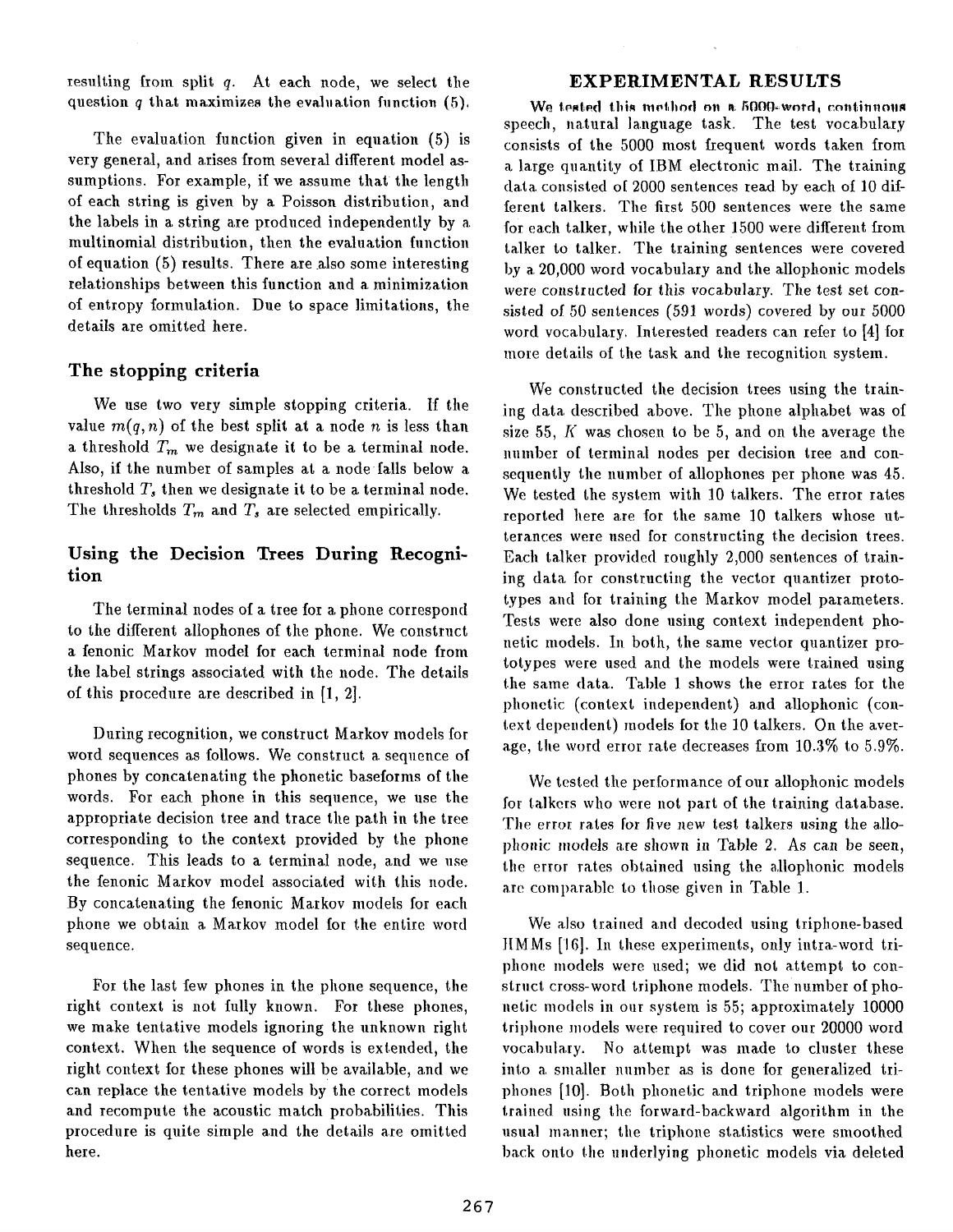resulting from split $q$. At each node, we select the question $q$ that maximizes the evaluation function (5).

The evaluation function given in equation (5) is very general, and arises from several different model assumptions. For example, if we assume that the length of each string is given by a Poisson distribution, and the labels in a string are produced independently by a multinomial distribution, then the evaluation function of equation (5) results. There are also some interesting relationships between this function and a minimization of entropy formulation. Due to space limitations, the details are omitted here.

## The stopping criteria

We use two very simple stopping criteria. If the value $m(q, n)$ of the best split at a node $n$ is less than a threshold $T_m$ we designate it to be a terminal node. Also, if the number of samples at a node falls below a threshold $T_s$ then we designate it to be a terminal node. The thresholds $T_m$ and $T_s$ are selected empirically.

## Using the Decision Trees During Recognition

The terminal nodes of a tree for a phone correspond to the different allophones of the phone. We construct a fenonic Markov model for each terminal node from the label strings associated with the node. The details of this procedure are described in [1, 2].

During recognition, we construct Markov models for word sequences as follows. We construct a sequence of phones by concatenating the phonetic baseforms of the words. For each phone in this sequence, we use the appropriate decision tree and trace the path in the tree corresponding to the context provided by the phone sequence. This leads to a terminal node, and we use the fenonic Markov model associated with this node. By concatenating the fenonic Markov models for each phone we obtain a Markov model for the entire word sequence.

For the last few phones in the phone sequence, the right context is not fully known. For these phones, we make tentative models ignoring the unknown right context. When the sequence of words is extended, the right context for these phones will be available, and we can replace the tentative models by the correct models and recompute the acoustic match probabilities. This procedure is quite simple and the details are omitted here.

# EXPERIMENTAL RESULTS

We tested this method on a 5000-word, continuous speech, natural language task. The test vocabulary consists of the 5000 most frequent words taken from a large quantity of IBM electronic mail. The training data consisted of 2000 sentences read by each of 10 different talkers. The first 500 sentences were the same for each talker, while the other 1500 were different from talker to talker. The training sentences were covered by a 20,000 word vocabulary and the allophonic models were constructed for this vocabulary. The test set consisted of 50 sentences (591 words) covered by our 5000 word vocabulary. Interested readers can refer to [4] for more details of the task and the recognition system.

We constructed the decision trees using the training data described above. The phone alphabet was of size 55, $K$ was chosen to be 5, and on the average the number of terminal nodes per decision tree and consequently the number of allophones per phone was 45. We tested the system with 10 talkers. The error rates reported here are for the same 10 talkers whose utterances were used for constructing the decision trees. Each talker provided roughly 2,000 sentences of training data for constructing the vector quantizer prototypes and for training the Markov model parameters. Tests were also done using context independent phonetic models. In both, the same vector quantizer prototypes were used and the models were trained using the same data. Table 1 shows the error rates for the phonetic (context independent) and allophonic (context dependent) models for the 10 talkers. On the average, the word error rate decreases from 10.3% to 5.9%.

We tested the performance of our allophonic models for talkers who were not part of the training database. The error rates for five new test talkers using the allophonic models are shown in Table 2. As can be seen, the error rates obtained using the allophonic models are comparable to those given in Table 1.

We also trained and decoded using triphone-based HMMs [16]. In these experiments, only intra-word triphone models were used; we did not attempt to construct cross-word triphone models. The number of phonetic models in our system is 55; approximately 10000 triphone models were required to cover our 20000 word vocabulary. No attempt was made to cluster these into a smaller number as is done for generalized triphones [10]. Both phonetic and triphone models were trained using the forward-backward algorithm in the usual manner; the triphone statistics were smoothed back onto the underlying phonetic models via deleted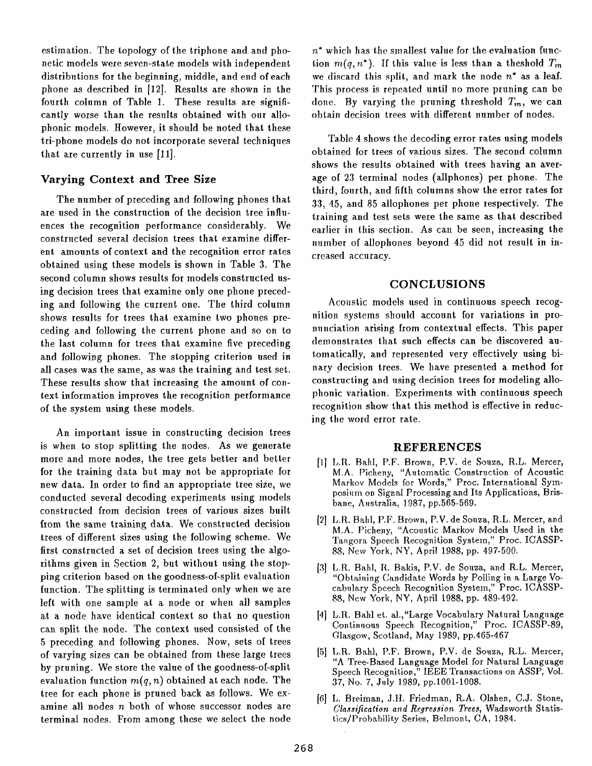estimation. The topology of the triphone and and phonetic models were seven-state models with independent distributions for the beginning, middle, and end of each phone as described in [12]. Results are shown in the fourth column of Table 1. These results are significantly worse than the results obtained with our allophonic models. However, it should be noted that these tri-phone models do not incorporate several techniques that are currently in use [11].

### Varying Context and Tree Size

The number of preceding and following phones that are used in the construction of the decision tree influences the recognition performance considerably. We constructed several decision trees that examine different amounts of context and the recognition error rates obtained using these models is shown in Table 3. The second column shows results for models constructed using decision trees that examine only one phone preceding and following the current one. The third column shows results for trees that examine two phones preceding and following the current phone and so on to the last column for trees that examine five preceding and following phones. The stopping criterion used in all cases was the same, as was the training and test set. These results show that increasing the amount of context information improves the recognition performance of the system using these models.

An important issue in constructing decision trees is when to stop splitting the nodes. As we generate more and more nodes, the tree gets better and better for the training data but may not be appropriate for new data. In order to find an appropriate tree size, we conducted several decoding experiments using models constructed from decision trees of various sizes built from the same training data. We constructed decision trees of different sizes using the following scheme. We first constructed a set of decision trees using the algorithms given in Section 2, but without using the stopping criterion based on the goodness-of-split evaluation function. The splitting is terminated only when we are left with one sample at a node or when all samples at a node have identical context so that no question can split the node. The context used consisted of the 5 preceding and following phones. Now, sets of trees of varying sizes can be obtained from these large trees by pruning. We store the value of the goodness-of-split evaluation function $m(q, n)$ obtained at each node. The tree for each phone is pruned back as follows. We examine all nodes $n$ both of whose successor nodes are terminal nodes. From among these we select the node $n^*$ which has the smallest value for the evaluation function $m(q, n^*)$. If this value is less than a theshold $T_m$ we discard this split, and mark the node $n^*$ as a leaf. This process is repeated until no more pruning can be done. By varying the pruning threshold $T_m$, we can obtain decision trees with different number of nodes.

Table 4 shows the decoding error rates using models obtained for trees of various sizes. The second column shows the results obtained with trees having an average of 23 terminal nodes (allphones) per phone. The third, fourth, and fifth columns show the error rates for 33, 45, and 85 allophones per phone respectively. The training and test sets were the same as that described earlier in this section. As can be seen, increasing the number of allophones beyond 45 did not result in increased accuracy.

## CONCLUSIONS

Acoustic models used in continuous speech recognition systems should account for variations in pronunciation arising from contextual effects. This paper demonstrates that such effects can be discovered automatically, and represented very effectively using binary decision trees. We have presented a method for constructing and using decision trees for modeling allophonic variation. Experiments with continuous speech recognition show that this method is effective in reducing the word error rate.

## REFERENCES

[1] L.R. Bahl, P.F. Brown, P.V. de Souza, R.L. Mercer, M.A. Picheny, "Automatic Construction of Acoustic Markov Models for Words," Proc. International Symposium on Signal Processing and Its Applications, Brisbane, Australia, 1987, pp.565-569.

[2] L.R. Bahl, P.F. Brown, P.V. de Souza, R.L. Mercer, and M.A. Picheny, "Acoustic Markov Models Used in the Tangora Speech Recognition System," Proc. ICASSP-88, New York, NY, April 1988, pp. 497-500.

[3] L.R. Bahl, R. Bakis, P.V. de Souza, and R.L. Mercer, "Obtaining Candidate Words by Polling in a Large Vocabulary Speech Recognition System," Proc. ICASSP-88, New York, NY, April 1988, pp. 489-492.

[4] L.R. Bahl et. al.,"Large Vocabulary Natural Language Continuous Speech Recognition," Proc. ICASSP-89, Glasgow, Scotland, May 1989, pp.465-467

[5] L.R. Bahl, P.F. Brown, P.V. de Souza, R.L. Mercer, "A Tree-Based Language Model for Natural Language Speech Recognition," IEEE Transactions on ASSP, Vol. 37, No. 7, July 1989, pp.1001-1008.

[6] L. Breiman, J.H. Friedman, R.A. Olshen, C.J. Stone, *Classification and Regression Trees*, Wadsworth Statistics/Probability Series, Belmont, CA, 1984.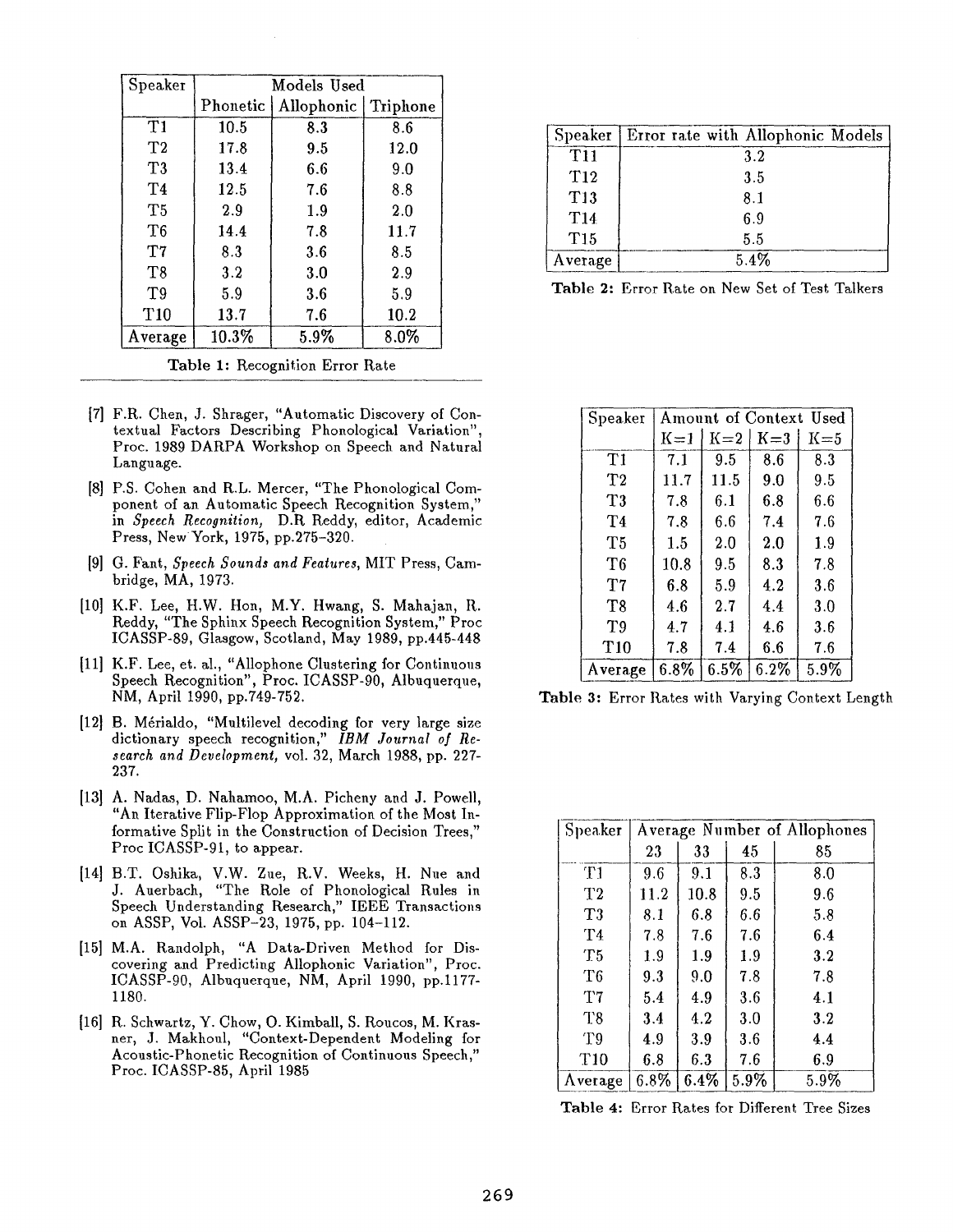| Speaker | Models Used | | |
|---|---|---|---|
| | Phonetic | Allophonic | Triphone |
| T1 | 10.5 | 8.3 | 8.6 |
| T2 | 17.8 | 9.5 | 12.0 |
| T3 | 13.4 | 6.6 | 9.0 |
| T4 | 12.5 | 7.6 | 8.8 |
| T5 | 2.9 | 1.9 | 2.0 |
| T6 | 14.4 | 7.8 | 11.7 |
| T7 | 8.3 | 3.6 | 8.5 |
| T8 | 3.2 | 3.0 | 2.9 |
| T9 | 5.9 | 3.6 | 5.9 |
| T10 | 13.7 | 7.6 | 10.2 |
| Average | 10.3% | 5.9% | 8.0% |

**Table 1:** Recognition Error Rate

[7] F.R. Chen, J. Shrager, "Automatic Discovery of Contextual Factors Describing Phonological Variation", Proc. 1989 DARPA Workshop on Speech and Natural Language.

[8] P.S. Cohen and R.L. Mercer, "The Phonological Component of an Automatic Speech Recognition System," in *Speech Recognition,* D.R Reddy, editor, Academic Press, New York, 1975, pp.275-320.

[9] G. Fant, *Speech Sounds and Features*, MIT Press, Cambridge, MA, 1973.

[10] K.F. Lee, H.W. Hon, M.Y. Hwang, S. Mahajan, R. Reddy, "The Sphinx Speech Recognition System," Proc ICASSP-89, Glasgow, Scotland, May 1989, pp.445-448

[11] K.F. Lee, et. al., "Allophone Clustering for Continuous Speech Recognition", Proc. ICASSP-90, Albuquerque, NM, April 1990, pp.749-752.

[12] B. Mérialdo, "Multilevel decoding for very large size dictionary speech recognition," *IBM Journal of Research and Development,* vol. 32, March 1988, pp. 227-237.

[13] A. Nadas, D. Nahamoo, M.A. Picheny and J. Powell, "An Iterative Flip-Flop Approximation of the Most Informative Split in the Construction of Decision Trees," Proc ICASSP-91, to appear.

[14] B.T. Oshika, V.W. Zue, R.V. Weeks, H. Nue and J. Auerbach, "The Role of Phonological Rules in Speech Understanding Research," IEEE Transactions on ASSP, Vol. ASSP-23, 1975, pp. 104-112.

[15] M.A. Randolph, "A Data-Driven Method for Discovering and Predicting Allophonic Variation", Proc. ICASSP-90, Albuquerque, NM, April 1990, pp.1177-1180.

[16] R. Schwartz, Y. Chow, O. Kimball, S. Roucos, M. Krasner, J. Makhoul, "Context-Dependent Modeling for Acoustic-Phonetic Recognition of Continuous Speech," Proc. ICASSP-85, April 1985

| Speaker | Error rate with Allophonic Models |
|---|---|
| T11 | 3.2 |
| T12 | 3.5 |
| T13 | 8.1 |
| T14 | 6.9 |
| T15 | 5.5 |
| Average | 5.4% |

**Table 2:** Error Rate on New Set of Test Talkers

| Speaker | Amount of Context Used | | | |
|---|---|---|---|---|
| | K=1 | K=2 | K=3 | K=5 |
| T1 | 7.1 | 9.5 | 8.6 | 8.3 |
| T2 | 11.7 | 11.5 | 9.0 | 9.5 |
| T3 | 7.8 | 6.1 | 6.8 | 6.6 |
| T4 | 7.8 | 6.6 | 7.4 | 7.6 |
| T5 | 1.5 | 2.0 | 2.0 | 1.9 |
| T6 | 10.8 | 9.5 | 8.3 | 7.8 |
| T7 | 6.8 | 5.9 | 4.2 | 3.6 |
| T8 | 4.6 | 2.7 | 4.4 | 3.0 |
| T9 | 4.7 | 4.1 | 4.6 | 3.6 |
| T10 | 7.8 | 7.4 | 6.6 | 7.6 |
| Average | 6.8% | 6.5% | 6.2% | 5.9% |

**Table 3:** Error Rates with Varying Context Length

| Speaker | Average Number of Allophones | | | |
|---|---|---|---|---|
| | 23 | 33 | 45 | 85 |
| T1 | 9.6 | 9.1 | 8.3 | 8.0 |
| T2 | 11.2 | 10.8 | 9.5 | 9.6 |
| T3 | 8.1 | 6.8 | 6.6 | 5.8 |
| T4 | 7.8 | 7.6 | 7.6 | 6.4 |
| T5 | 1.9 | 1.9 | 1.9 | 3.2 |
| T6 | 9.3 | 9.0 | 7.8 | 7.8 |
| T7 | 5.4 | 4.9 | 3.6 | 4.1 |
| T8 | 3.4 | 4.2 | 3.0 | 3.2 |
| T9 | 4.9 | 3.9 | 3.6 | 4.4 |
| T10 | 6.8 | 6.3 | 7.6 | 6.9 |
| Average | 6.8% | 6.4% | 5.9% | 5.9% |

**Table 4:** Error Rates for Different Tree Sizes